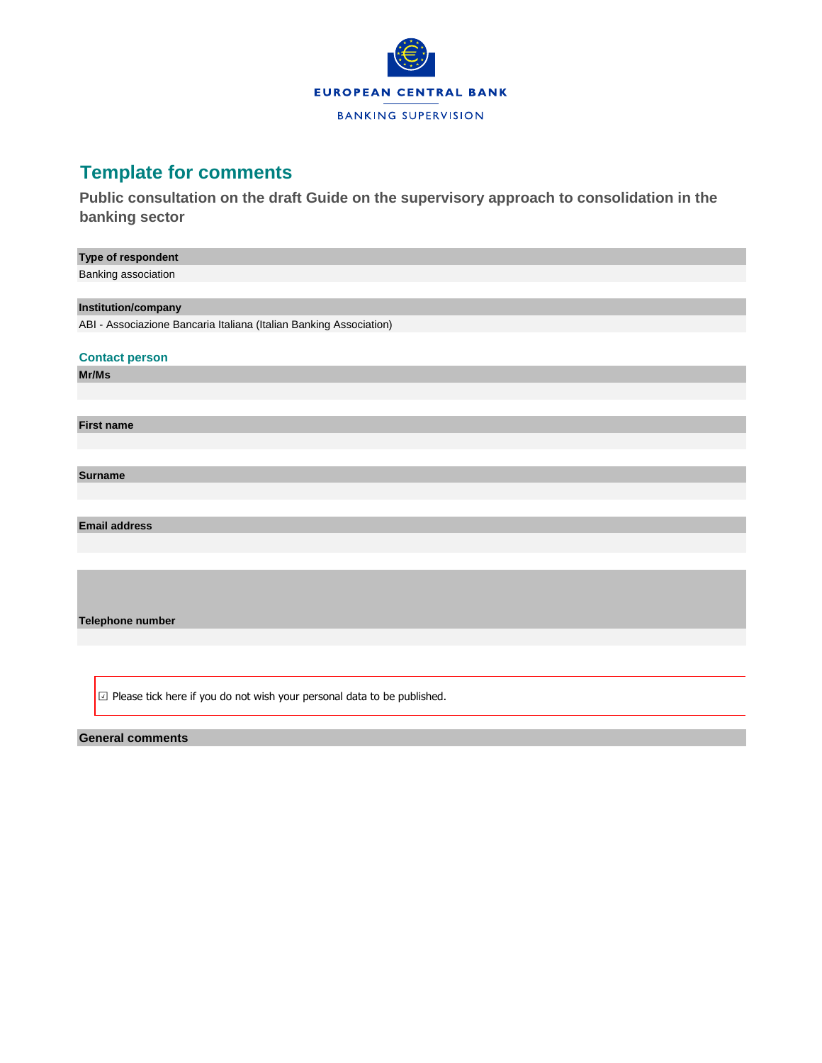EUROPEAN CENTRAL BANK

BANKING SUPERVISION

# Template for comments

## Public consultation on the draft Guide on the supervisory approach to consolidation in the banking sector

**Type of respondent**

Banking association

**Institution/company**

ABI - Associazione Bancaria Italiana (Italian Banking Association)

### Contact person

**Mr/Ms**

**First name**

**Surname**

**Email address**

**Telephone number**

☑ Please tick here if you do not wish your personal data to be published.

**General comments**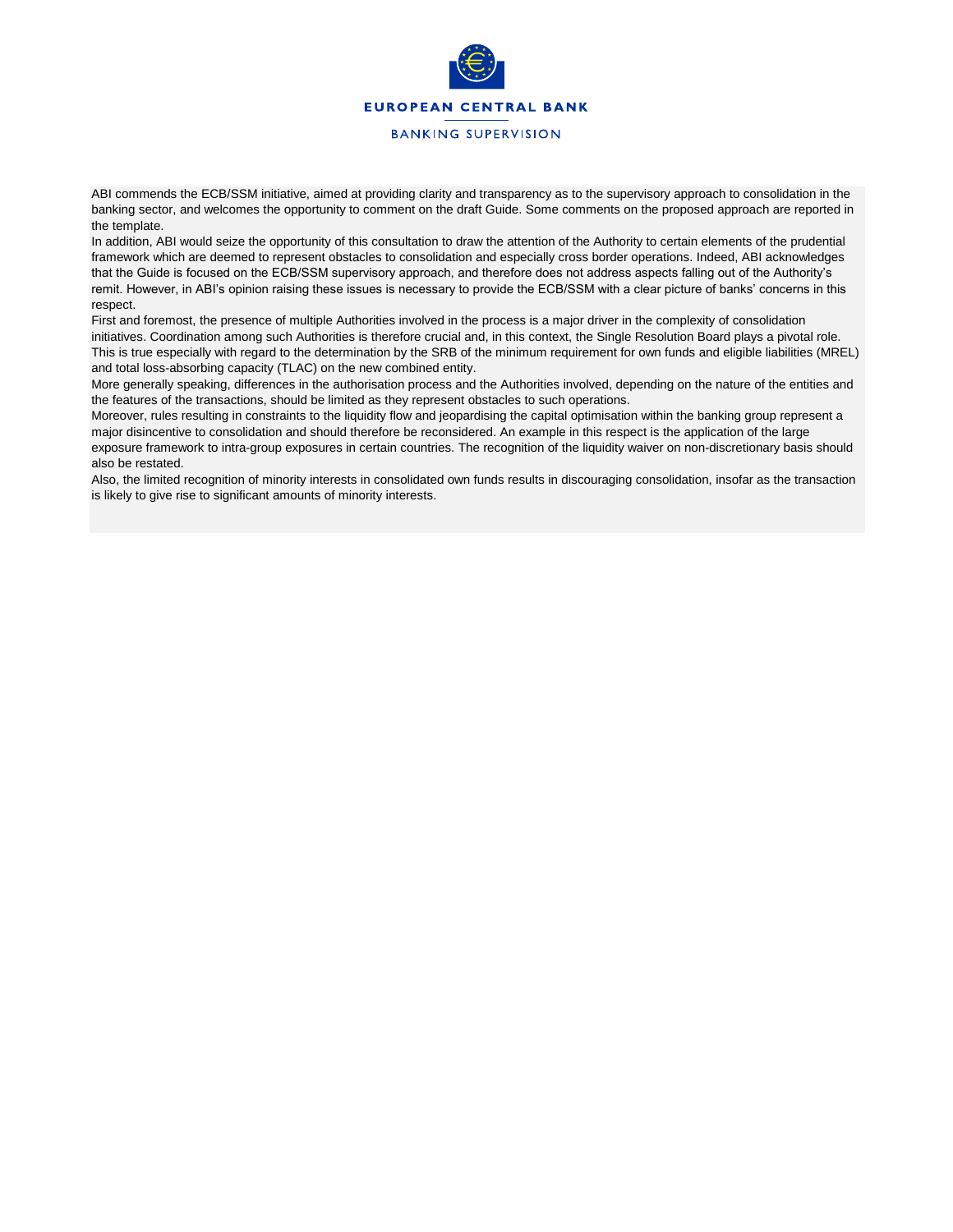ABI commends the ECB/SSM initiative, aimed at providing clarity and transparency as to the supervisory approach to consolidation in the banking sector, and welcomes the opportunity to comment on the draft Guide. Some comments on the proposed approach are reported in the template.

In addition, ABI would seize the opportunity of this consultation to draw the attention of the Authority to certain elements of the prudential framework which are deemed to represent obstacles to consolidation and especially cross border operations. Indeed, ABI acknowledges that the Guide is focused on the ECB/SSM supervisory approach, and therefore does not address aspects falling out of the Authority's remit. However, in ABI's opinion raising these issues is necessary to provide the ECB/SSM with a clear picture of banks' concerns in this respect.

First and foremost, the presence of multiple Authorities involved in the process is a major driver in the complexity of consolidation initiatives. Coordination among such Authorities is therefore crucial and, in this context, the Single Resolution Board plays a pivotal role. This is true especially with regard to the determination by the SRB of the minimum requirement for own funds and eligible liabilities (MREL) and total loss-absorbing capacity (TLAC) on the new combined entity.

More generally speaking, differences in the authorisation process and the Authorities involved, depending on the nature of the entities and the features of the transactions, should be limited as they represent obstacles to such operations.

Moreover, rules resulting in constraints to the liquidity flow and jeopardising the capital optimisation within the banking group represent a major disincentive to consolidation and should therefore be reconsidered. An example in this respect is the application of the large exposure framework to intra-group exposures in certain countries. The recognition of the liquidity waiver on non-discretionary basis should also be restated.

Also, the limited recognition of minority interests in consolidated own funds results in discouraging consolidation, insofar as the transaction is likely to give rise to significant amounts of minority interests.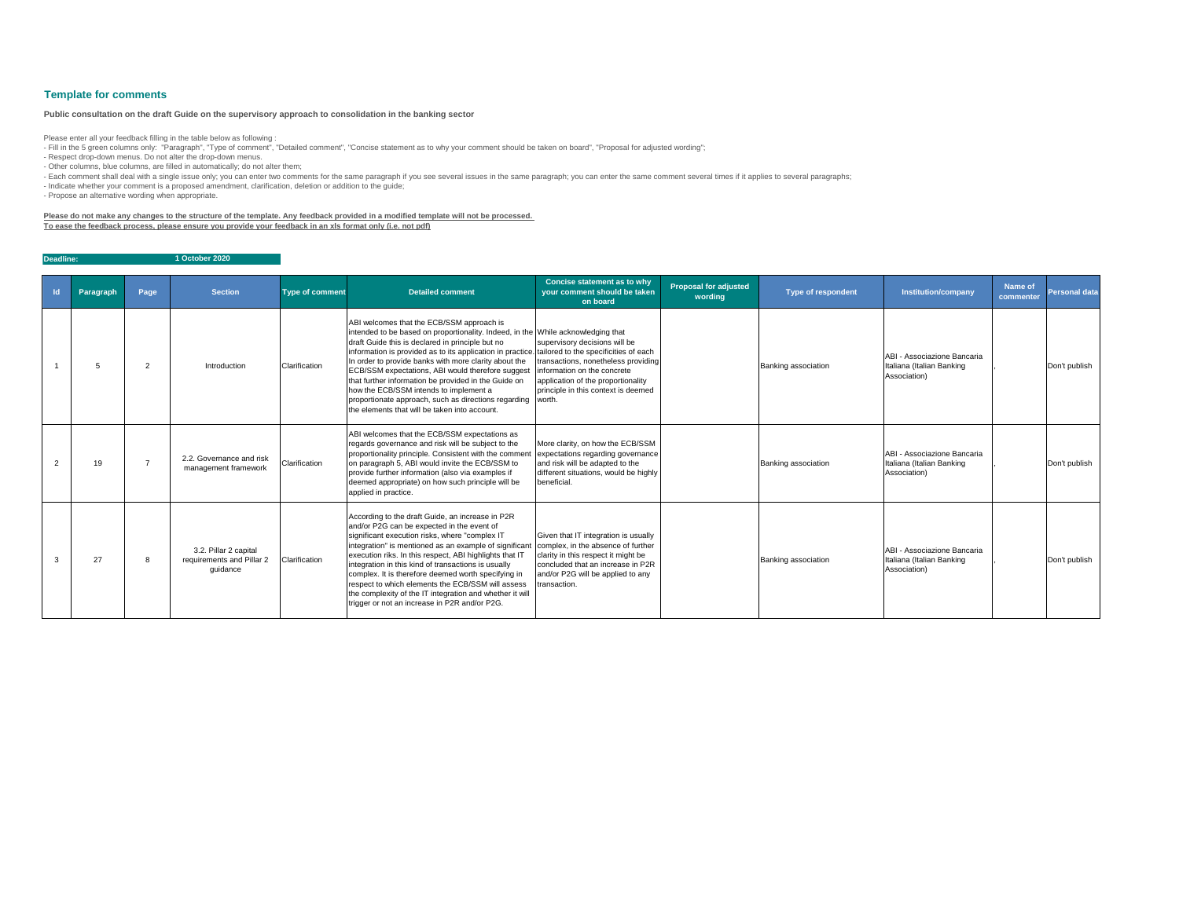## Template for comments

**Public consultation on the draft Guide on the supervisory approach to consolidation in the banking sector**

Please enter all your feedback filling in the table below as following :
- Fill in the 5 green columns only: "Paragraph", "Type of comment", "Detailed comment", "Concise statement as to why your comment should be taken on board", "Proposal for adjusted wording";
- Respect drop-down menus. Do not alter the drop-down menus.
- Other columns, blue columns, are filled in automatically; do not alter them;
- Each comment shall deal with a single issue only; you can enter two comments for the same paragraph if you see several issues in the same paragraph; you can enter the same comment several times if it applies to several paragraphs;
- Indicate whether your comment is a proposed amendment, clarification, deletion or addition to the guide;
- Propose an alternative wording when appropriate.

**Please do not make any changes to the structure of the template. Any feedback provided in a modified template will not be processed.**
**To ease the feedback process, please ensure you provide your feedback in an xls format only (i.e. not pdf)**

**Deadline:** **1 October 2020**

| Id | Paragraph | Page | Section | Type of comment | Detailed comment | Concise statement as to why your comment should be taken on board | Proposal for adjusted wording | Type of respondent | Institution/company | Name of commenter | Personal data |
|---|---|---|---|---|---|---|---|---|---|---|---|
| 1 | 5 | 2 | Introduction | Clarification | ABI welcomes that the ECB/SSM approach is intended to be based on proportionality. Indeed, in the draft Guide this is declared in principle but no information is provided as to its application in practice. In order to provide banks with more clarity about the ECB/SSM expectations, ABI would therefore suggest that further information be provided in the Guide on how the ECB/SSM intends to implement a proportionate approach, such as directions regarding the elements that will be taken into account. | While acknowledging that supervisory decisions will be tailored to the specificities of each transactions, nonetheless providing information on the concrete application of the proportionality principle in this context is deemed worth. | | Banking association | ABI - Associazione Bancaria Italiana (Italian Banking Association) | , | Don't publish |
| 2 | 19 | 7 | 2.2. Governance and risk management framework | Clarification | ABI welcomes that the ECB/SSM expectations as regards governance and risk will be subject to the proportionality principle. Consistent with the comment on paragraph 5, ABI would invite the ECB/SSM to provide further information (also via examples if deemed appropriate) on how such principle will be applied in practice. | More clarity, on how the ECB/SSM expectations regarding governance and risk will be adapted to the different situations, would be highly beneficial. | | Banking association | ABI - Associazione Bancaria Italiana (Italian Banking Association) | , | Don't publish |
| 3 | 27 | 8 | 3.2. Pillar 2 capital requirements and Pillar 2 guidance | Clarification | According to the draft Guide, an increase in P2R and/or P2G can be expected in the event of significant execution risks, where "complex IT integration" is mentioned as an example of significant execution riks. In this respect, ABI highlights that IT integration in this kind of transactions is usually complex. It is therefore deemed worth specifying in respect to which elements the ECB/SSM will assess the complexity of the IT integration and whether it will trigger or not an increase in P2R and/or P2G. | Given that IT integration is usually complex, in the absence of further clarity in this respect it might be concluded that an increase in P2R and/or P2G will be applied to any transaction. | | Banking association | ABI - Associazione Bancaria Italiana (Italian Banking Association) | , | Don't publish |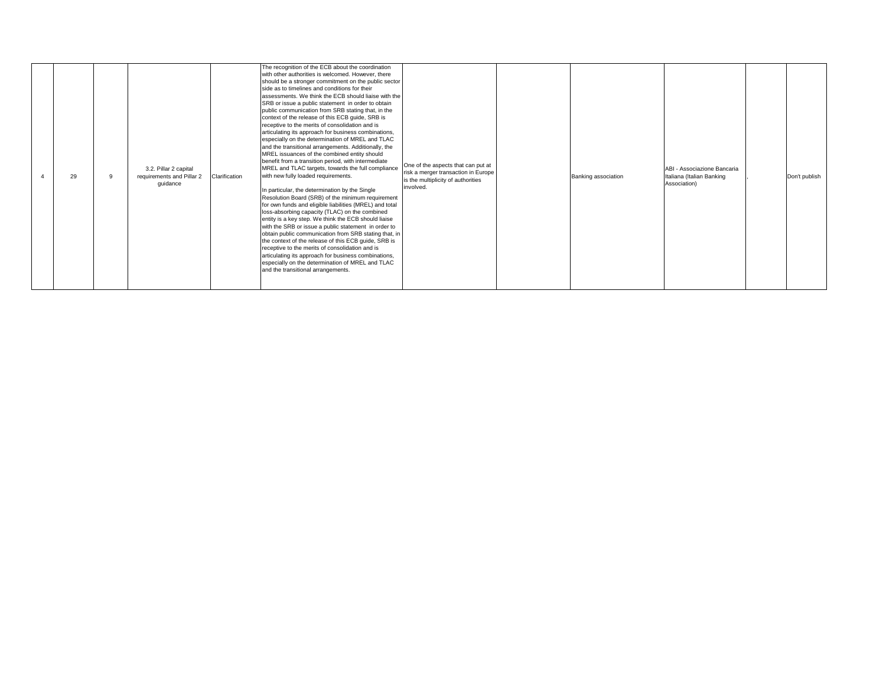| | | | | | | | | | | | |
|---|---|---|---|---|---|---|---|---|---|---|---|
| 4 | 29 | 9 | 3.2. Pillar 2 capital requirements and Pillar 2 guidance | Clarification | The recognition of the ECB about the coordination with other authorities is welcomed. However, there should be a stronger commitment on the public sector side as to timelines and conditions for their assessments. We think the ECB should liaise with the SRB or issue a public statement in order to obtain public communication from SRB stating that, in the context of the release of this ECB guide, SRB is receptive to the merits of consolidation and is articulating its approach for business combinations, especially on the determination of MREL and TLAC and the transitional arrangements. Additionally, the MREL issuances of the combined entity should benefit from a transition period, with intermediate MREL and TLAC targets, towards the full compliance with new fully loaded requirements.<br><br>In particular, the determination by the Single Resolution Board (SRB) of the minimum requirement for own funds and eligible liabilities (MREL) and total loss-absorbing capacity (TLAC) on the combined entity is a key step. We think the ECB should liaise with the SRB or issue a public statement in order to obtain public communication from SRB stating that, in the context of the release of this ECB guide, SRB is receptive to the merits of consolidation and is articulating its approach for business combinations, especially on the determination of MREL and TLAC and the transitional arrangements. | One of the aspects that can put at risk a merger transaction in Europe is the multiplicity of authorities involved. | | Banking association | ABI - Associazione Bancaria Italiana (Italian Banking Association) | . | Don't publish |